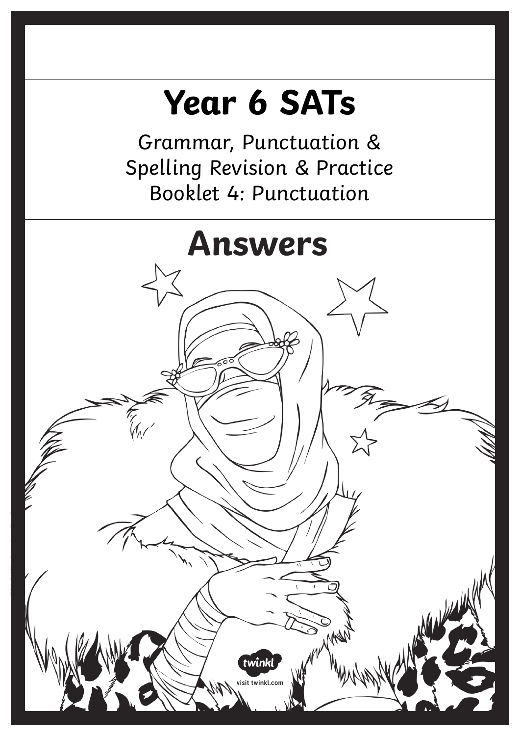# Year 6 SATs

Grammar, Punctuation & Spelling Revision & Practice
Booklet 4: Punctuation

# Answers

visit twinkl.com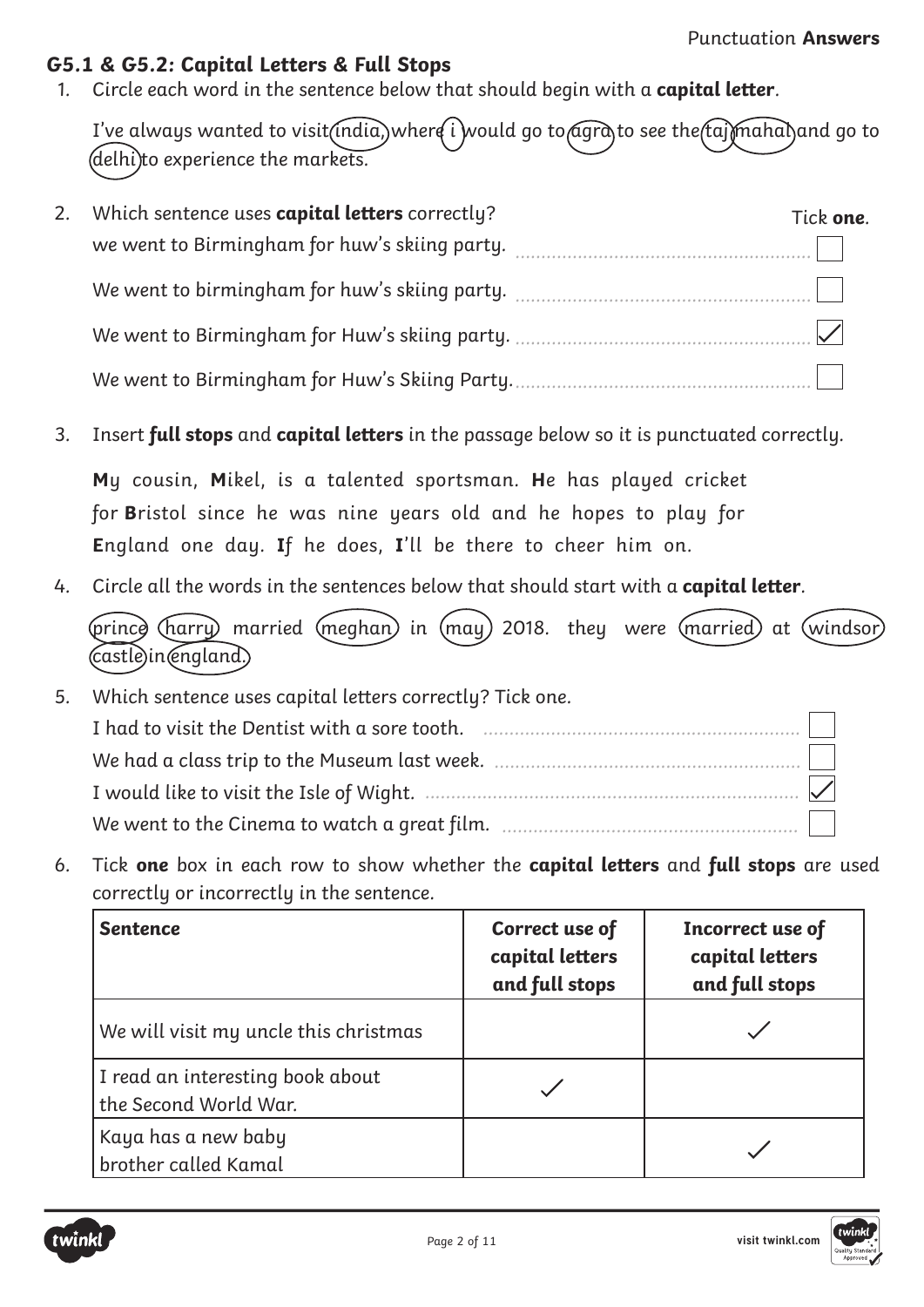### G5.1 & G5.2: Capital Letters & Full Stops

1. Circle each word in the sentence below that should begin with a **capital letter**.

   I've always wanted to visit (india), where (i) would go to (agra) to see the (taj) (mahal) and go to (delhi) to experience the markets.

2. Which sentence uses **capital letters** correctly? Tick **one**.

   - we went to Birmingham for huw's skiing party. ☐
   - We went to birmingham for huw's skiing party. ☐
   - We went to Birmingham for Huw's skiing party. ☑
   - We went to Birmingham for Huw's Skiing Party. ☐

3. Insert **full stops** and **capital letters** in the passage below so it is punctuated correctly.

   **M**y cousin, **M**ikel, is a talented sportsman. **H**e has played cricket for **B**ristol since he was nine years old and he hopes to play for **E**ngland one day. **I**f he does, **I**'ll be there to cheer him on.

4. Circle all the words in the sentences below that should start with a **capital letter**.

   (prince) (harry) married (meghan) in (may) 2018. they were (married) at (windsor) (castle) in (england).

5. Which sentence uses capital letters correctly? Tick one.

   - I had to visit the Dentist with a sore tooth. ☐
   - We had a class trip to the Museum last week. ☐
   - I would like to visit the Isle of Wight. ☑
   - We went to the Cinema to watch a great film. ☐

6. Tick **one** box in each row to show whether the **capital letters** and **full stops** are used correctly or incorrectly in the sentence.

| Sentence | Correct use of capital letters and full stops | Incorrect use of capital letters and full stops |
| --- | --- | --- |
| We will visit my uncle this christmas | | ✓ |
| I read an interesting book about the Second World War. | ✓ | |
| Kaya has a new baby brother called Kamal | | ✓ |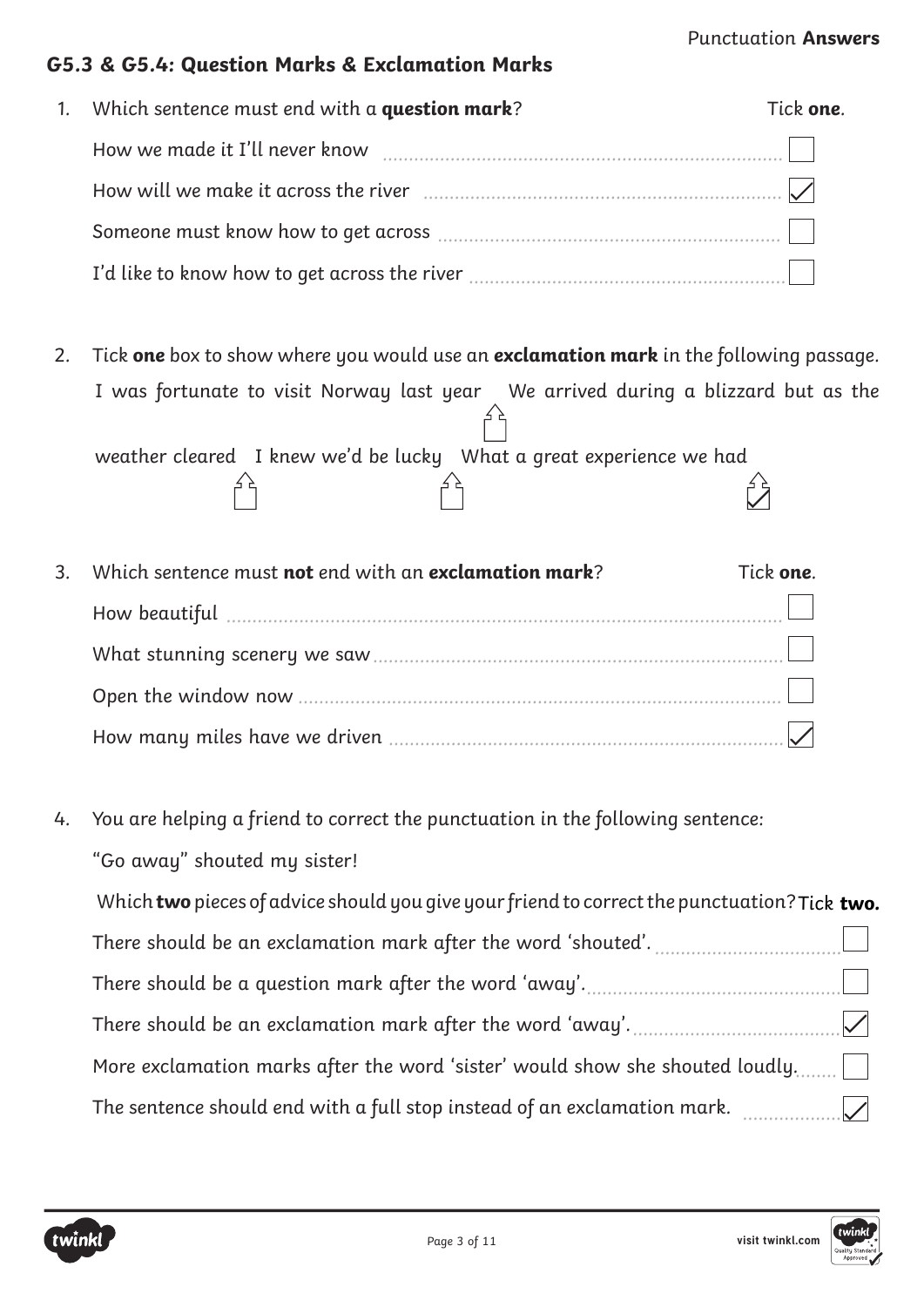## G5.3 & G5.4: Question Marks & Exclamation Marks

1. Which sentence must end with a **question mark**? Tick **one**.

   - [ ] How we made it I'll never know
   - [x] How will we make it across the river
   - [ ] Someone must know how to get across
   - [ ] I'd like to know how to get across the river

2. Tick **one** box to show where you would use an **exclamation mark** in the following passage.

   I was fortunate to visit Norway last year ☐ We arrived during a blizzard but as the weather cleared ☐ I knew we'd be lucky ☐ What a great experience we had ☑

3. Which sentence must **not** end with an **exclamation mark**? Tick **one**.

   - [ ] How beautiful
   - [ ] What stunning scenery we saw
   - [ ] Open the window now
   - [x] How many miles have we driven

4. You are helping a friend to correct the punctuation in the following sentence:

   "Go away" shouted my sister!

   Which **two** pieces of advice should you give your friend to correct the punctuation? Tick **two.**

   - [ ] There should be an exclamation mark after the word 'shouted'.
   - [ ] There should be a question mark after the word 'away'.
   - [x] There should be an exclamation mark after the word 'away'.
   - [ ] More exclamation marks after the word 'sister' would show she shouted loudly.
   - [x] The sentence should end with a full stop instead of an exclamation mark.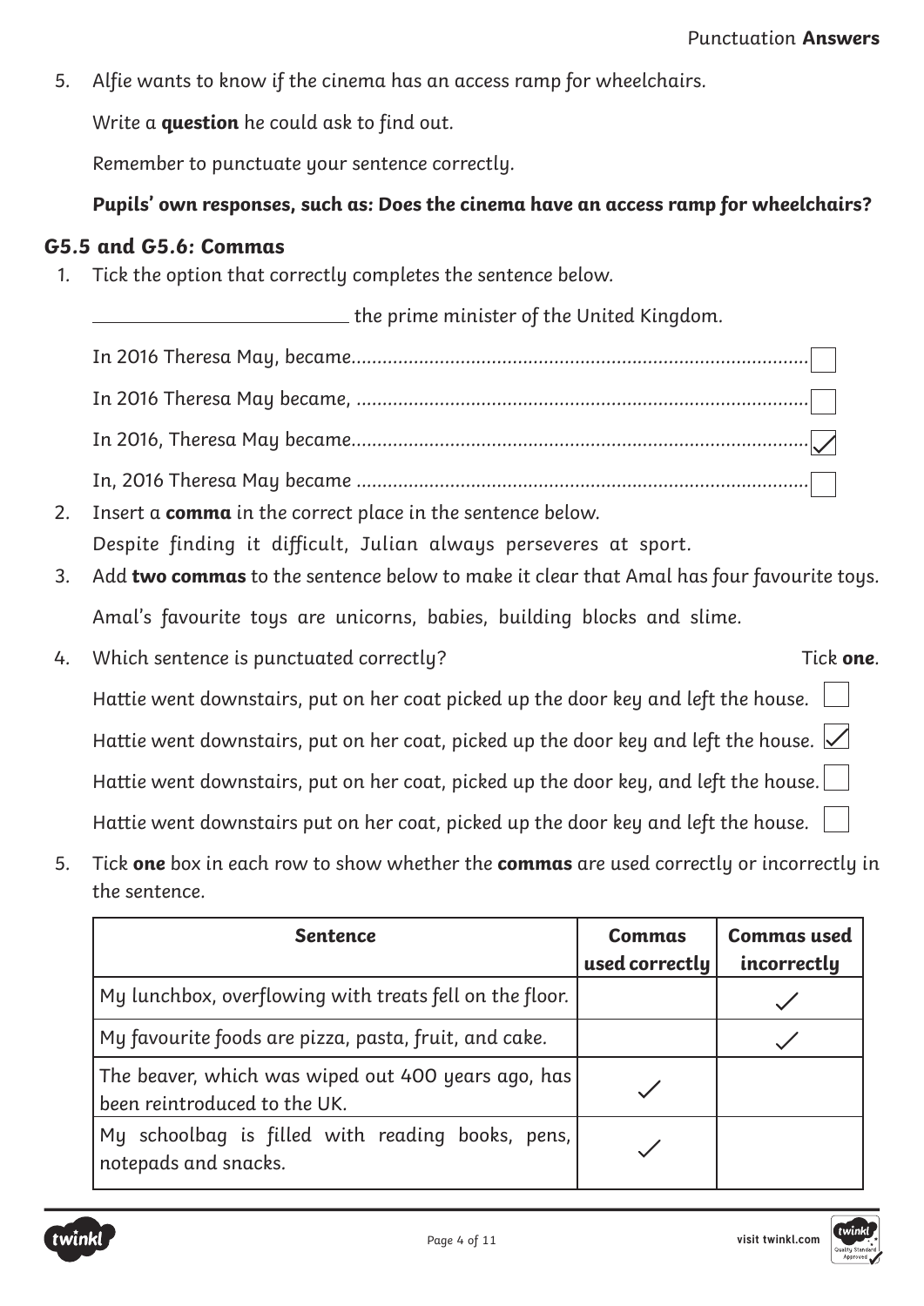5. Alfie wants to know if the cinema has an access ramp for wheelchairs.

   Write a **question** he could ask to find out.

   Remember to punctuate your sentence correctly.

   **Pupils' own responses, such as: Does the cinema have an access ramp for wheelchairs?**

## G5.5 and G5.6: Commas

1. Tick the option that correctly completes the sentence below.

   ______________________ the prime minister of the United Kingdom.

   - In 2016 Theresa May, became ☐
   - In 2016 Theresa May became, ☐
   - In 2016, Theresa May became ☑
   - In, 2016 Theresa May became ☐

2. Insert a **comma** in the correct place in the sentence below.

   Despite finding it difficult, Julian always perseveres at sport.

3. Add **two commas** to the sentence below to make it clear that Amal has four favourite toys.

   Amal's favourite toys are unicorns, babies, building blocks and slime.

4. Which sentence is punctuated correctly? Tick **one**.

   - Hattie went downstairs, put on her coat picked up the door key and left the house. ☐
   - Hattie went downstairs, put on her coat, picked up the door key and left the house. ☑
   - Hattie went downstairs, put on her coat, picked up the door key, and left the house. ☐
   - Hattie went downstairs put on her coat, picked up the door key and left the house. ☐

5. Tick **one** box in each row to show whether the **commas** are used correctly or incorrectly in the sentence.

| Sentence | Commas used correctly | Commas used incorrectly |
|---|---|---|
| My lunchbox, overflowing with treats fell on the floor. | | ✓ |
| My favourite foods are pizza, pasta, fruit, and cake. | | ✓ |
| The beaver, which was wiped out 400 years ago, has been reintroduced to the UK. | ✓ | |
| My schoolbag is filled with reading books, pens, notepads and snacks. | ✓ | |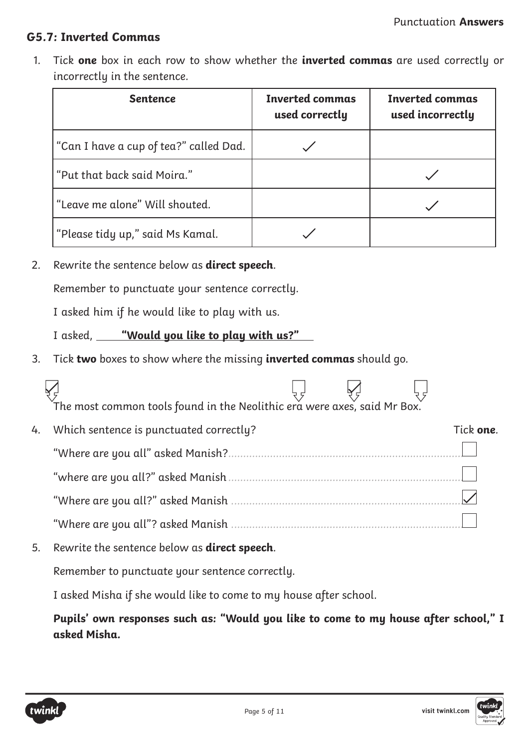## G5.7: Inverted Commas

1. Tick **one** box in each row to show whether the **inverted commas** are used correctly or incorrectly in the sentence.

| Sentence | Inverted commas used correctly | Inverted commas used incorrectly |
|---|---|---|
| "Can I have a cup of tea?" called Dad. | ✓ | |
| "Put that back said Moira." | | ✓ |
| "Leave me alone" Will shouted. | | ✓ |
| "Please tidy up," said Ms Kamal. | ✓ | |

2. Rewrite the sentence below as **direct speech**.

   Remember to punctuate your sentence correctly.

   I asked him if he would like to play with us.

   I asked, **"Would you like to play with us?"**

3. Tick **two** boxes to show where the missing **inverted commas** should go.

   [✓] The most common tools found in the Neolithic [ ] era [✓] were axes, [ ] said Mr Box.

4. Which sentence is punctuated correctly? Tick **one**.

   - "Where are you all" asked Manish? [ ]
   - "where are you all?" asked Manish [ ]
   - "Where are you all?" asked Manish [✓]
   - "Where are you all"? asked Manish [ ]

5. Rewrite the sentence below as **direct speech**.

   Remember to punctuate your sentence correctly.

   I asked Misha if she would like to come to my house after school.

   **Pupils' own responses such as: "Would you like to come to my house after school," I asked Misha.**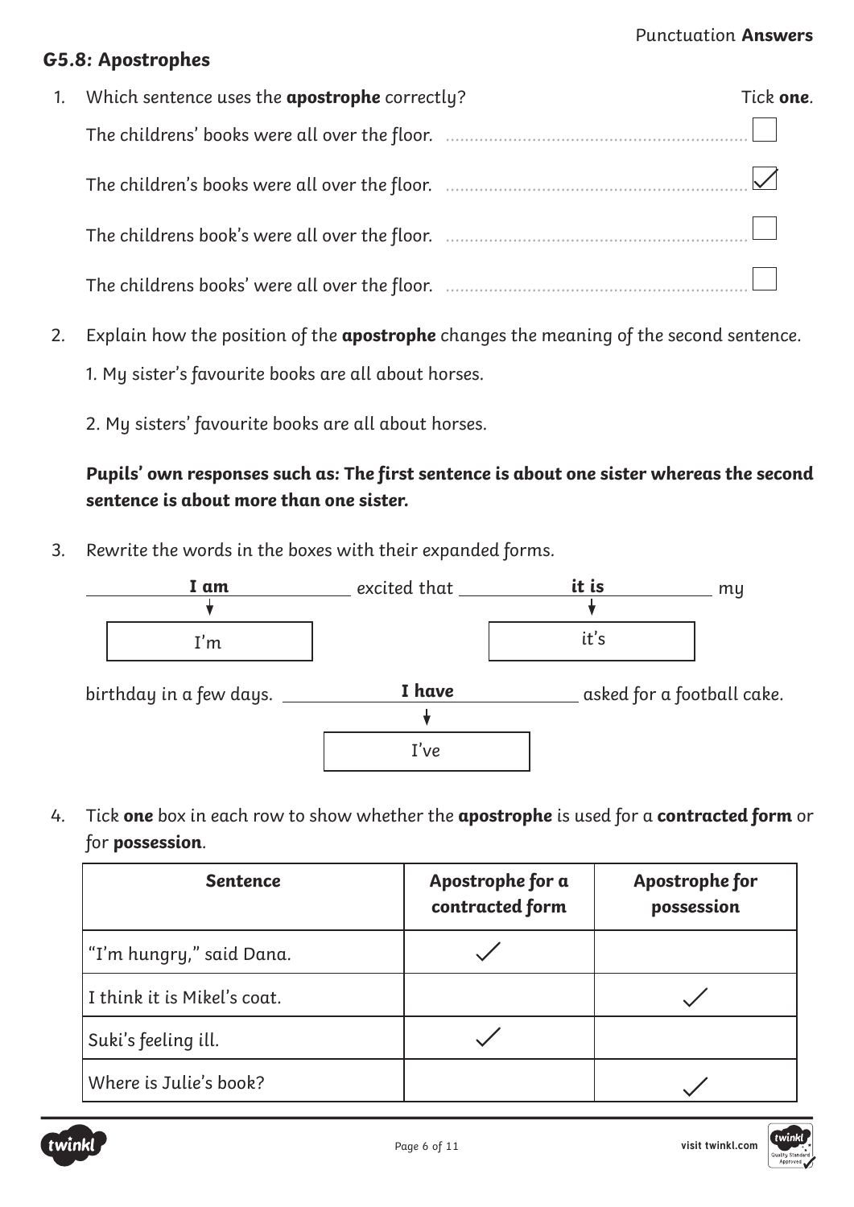## G5.8: Apostrophes

1. Which sentence uses the **apostrophe** correctly? Tick **one**.

   - [ ] The childrens' books were all over the floor.
   - [x] The children's books were all over the floor.
   - [ ] The childrens book's were all over the floor.
   - [ ] The childrens books' were all over the floor.

2. Explain how the position of the **apostrophe** changes the meaning of the second sentence.

   1. My sister's favourite books are all about horses.

   2. My sisters' favourite books are all about horses.

   ***Pupils' own responses such as: The first sentence is about one sister whereas the second sentence is about more than one sister.***

3. Rewrite the words in the boxes with their expanded forms.

   **I am** (I'm) excited that **it is** (it's) my birthday in a few days. **I have** (I've) asked for a football cake.

4. Tick **one** box in each row to show whether the **apostrophe** is used for a **contracted form** or for **possession**.

| Sentence | Apostrophe for a contracted form | Apostrophe for possession |
|---|---|---|
| "I'm hungry," said Dana. | ✓ | |
| I think it is Mikel's coat. | | ✓ |
| Suki's feeling ill. | ✓ | |
| Where is Julie's book? | | ✓ |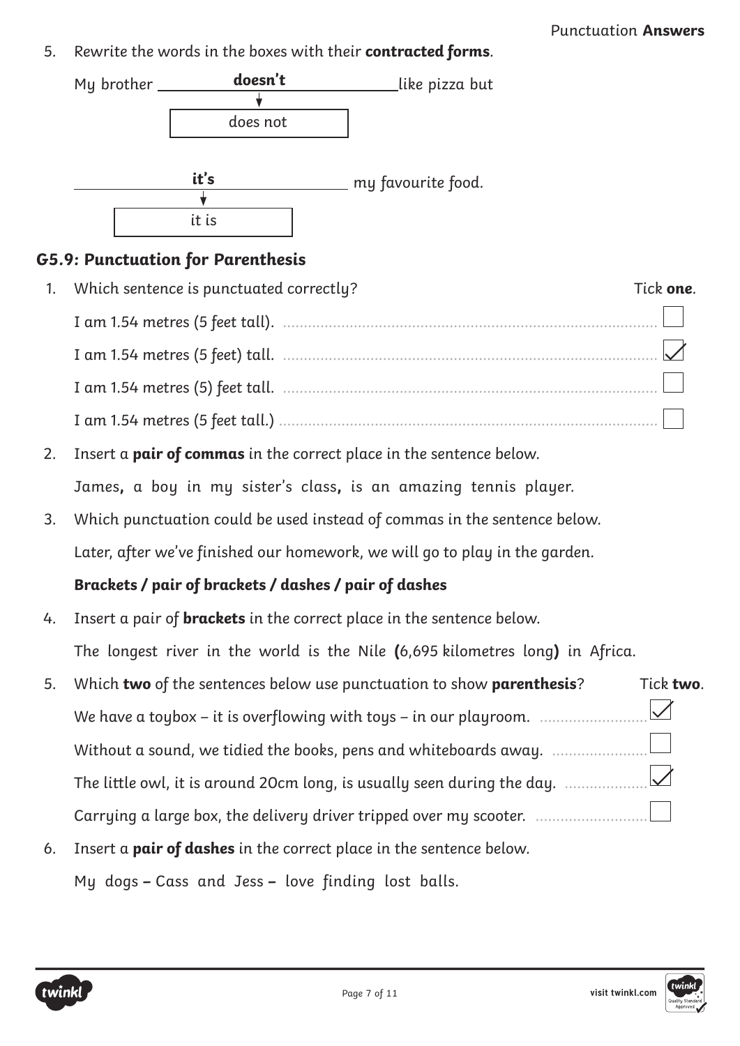5. Rewrite the words in the boxes with their **contracted forms**.

My brother **doesn't** like pizza but

does not

**it's** my favourite food.

it is

## G5.9: Punctuation for Parenthesis

1. Which sentence is punctuated correctly? Tick **one**.

   I am 1.54 metres (5 feet tall). ☐

   I am 1.54 metres (5 feet) tall. ☑

   I am 1.54 metres (5) feet tall. ☐

   I am 1.54 metres (5 feet tall.) ☐

2. Insert a **pair of commas** in the correct place in the sentence below.

   James**,** a boy in my sister's class**,** is an amazing tennis player.

3. Which punctuation could be used instead of commas in the sentence below.

   Later, after we've finished our homework, we will go to play in the garden.

   **Brackets / pair of brackets / dashes / pair of dashes**

4. Insert a pair of **brackets** in the correct place in the sentence below.

   The longest river in the world is the Nile **(**6,695 kilometres long**)** in Africa.

5. Which **two** of the sentences below use punctuation to show **parenthesis**? Tick **two**.

   We have a toybox – it is overflowing with toys – in our playroom. ☑

   Without a sound, we tidied the books, pens and whiteboards away. ☐

   The little owl, it is around 20cm long, is usually seen during the day. ☑

   Carrying a large box, the delivery driver tripped over my scooter. ☐

6. Insert a **pair of dashes** in the correct place in the sentence below.

   My dogs **–** Cass and Jess **–** love finding lost balls.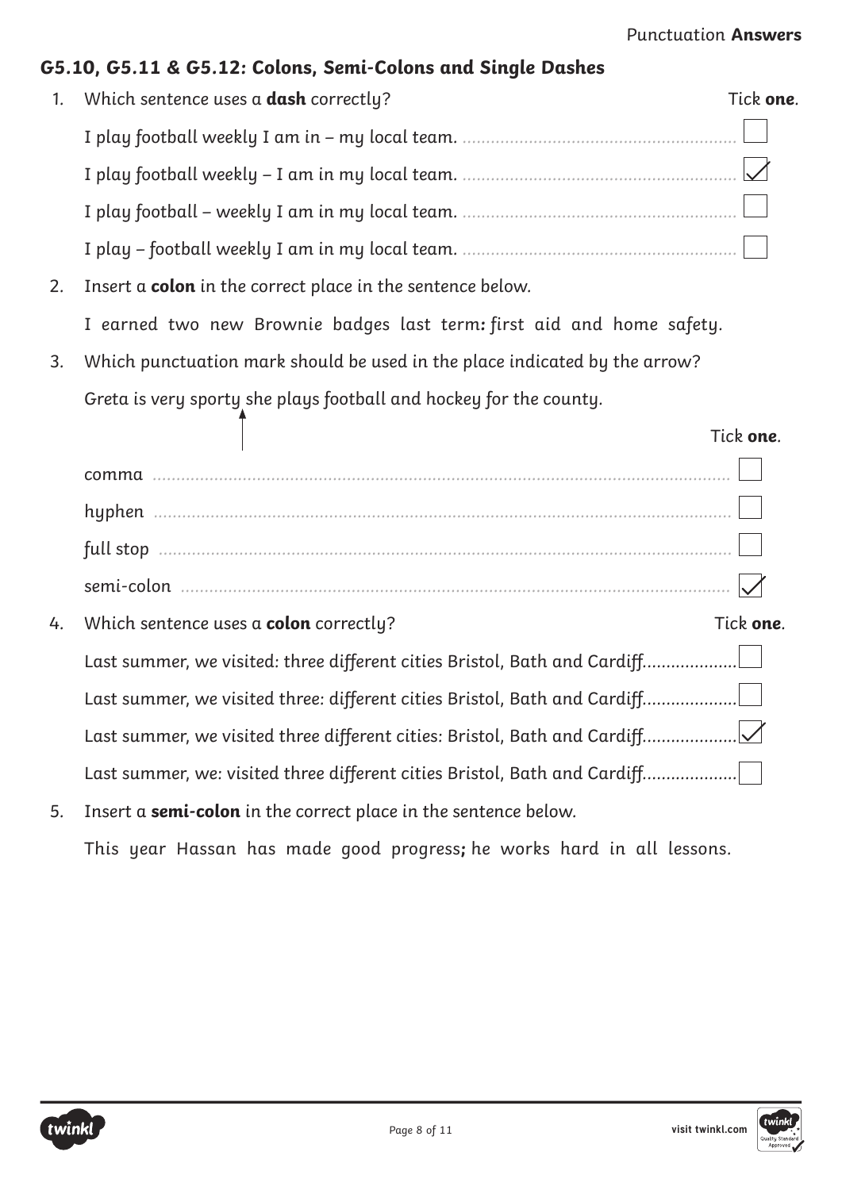## G5.10, G5.11 & G5.12: Colons, Semi-Colons and Single Dashes

1. Which sentence uses a **dash** correctly? Tick **one**.

   - [ ] I play football weekly I am in – my local team.
   - [x] I play football weekly – I am in my local team.
   - [ ] I play football – weekly I am in my local team.
   - [ ] I play – football weekly I am in my local team.

2. Insert a **colon** in the correct place in the sentence below.

   I earned two new Brownie badges last term**:** first aid and home safety.

3. Which punctuation mark should be used in the place indicated by the arrow?

   Greta is very sporty ↑ she plays football and hockey for the county.

   Tick **one**.

   - [ ] comma
   - [ ] hyphen
   - [ ] full stop
   - [x] semi-colon

4. Which sentence uses a **colon** correctly? Tick **one**.

   - [ ] Last summer, we visited: three different cities Bristol, Bath and Cardiff.
   - [ ] Last summer, we visited three: different cities Bristol, Bath and Cardiff.
   - [x] Last summer, we visited three different cities: Bristol, Bath and Cardiff.
   - [ ] Last summer, we: visited three different cities Bristol, Bath and Cardiff.

5. Insert a **semi-colon** in the correct place in the sentence below.

   This year Hassan has made good progress**;** he works hard in all lessons.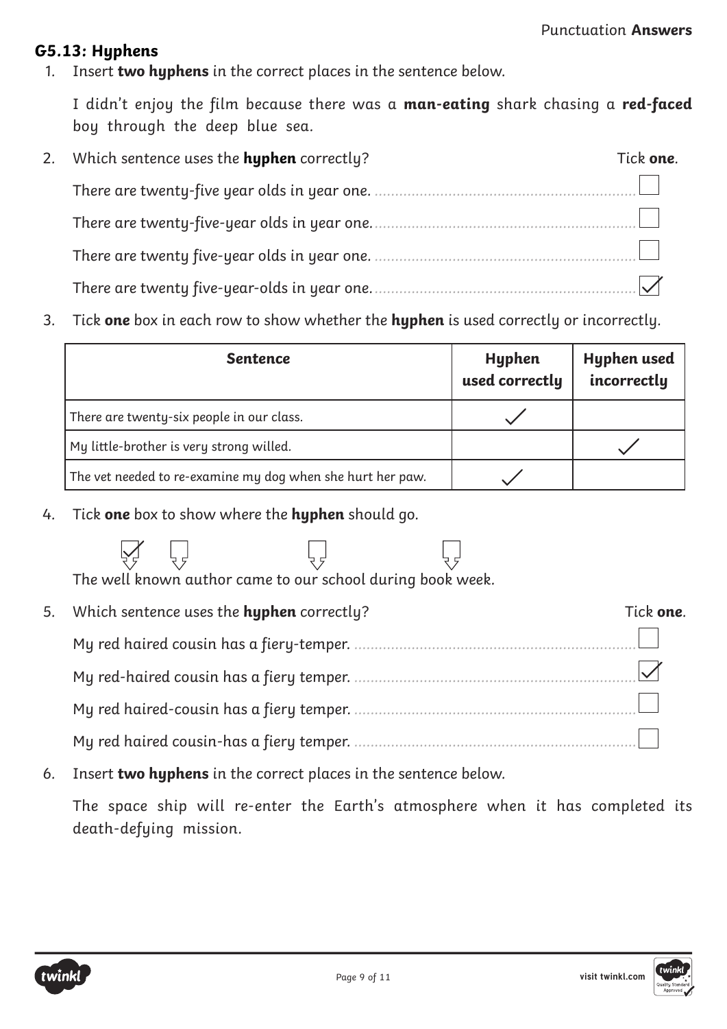Punctuation **Answers**

## G5.13: Hyphens

1. Insert **two hyphens** in the correct places in the sentence below.

   I didn't enjoy the film because there was a **man-eating** shark chasing a **red-faced** boy through the deep blue sea.

2. Which sentence uses the **hyphen** correctly? Tick **one**.

   - There are twenty-five year olds in year one. ☐
   - There are twenty-five-year olds in year one. ☐
   - There are twenty five-year olds in year one. ☐
   - There are twenty five-year-olds in year one. ☑

3. Tick **one** box in each row to show whether the **hyphen** is used correctly or incorrectly.

| Sentence | Hyphen used correctly | Hyphen used incorrectly |
| --- | --- | --- |
| There are twenty-six people in our class. | ✓ | |
| My little-brother is very strong willed. | | ✓ |
| The vet needed to re-examine my dog when she hurt her paw. | ✓ | |

4. Tick **one** box to show where the **hyphen** should go.

   The well ☑ known ☐ author ☐ came to our school during book ☐ week.

5. Which sentence uses the **hyphen** correctly? Tick **one**.

   - My red haired cousin has a fiery-temper. ☐
   - My red-haired cousin has a fiery temper. ☑
   - My red haired-cousin has a fiery temper. ☐
   - My red haired cousin-has a fiery temper. ☐

6. Insert **two hyphens** in the correct places in the sentence below.

   The space ship will re-enter the Earth's atmosphere when it has completed its death-defying mission.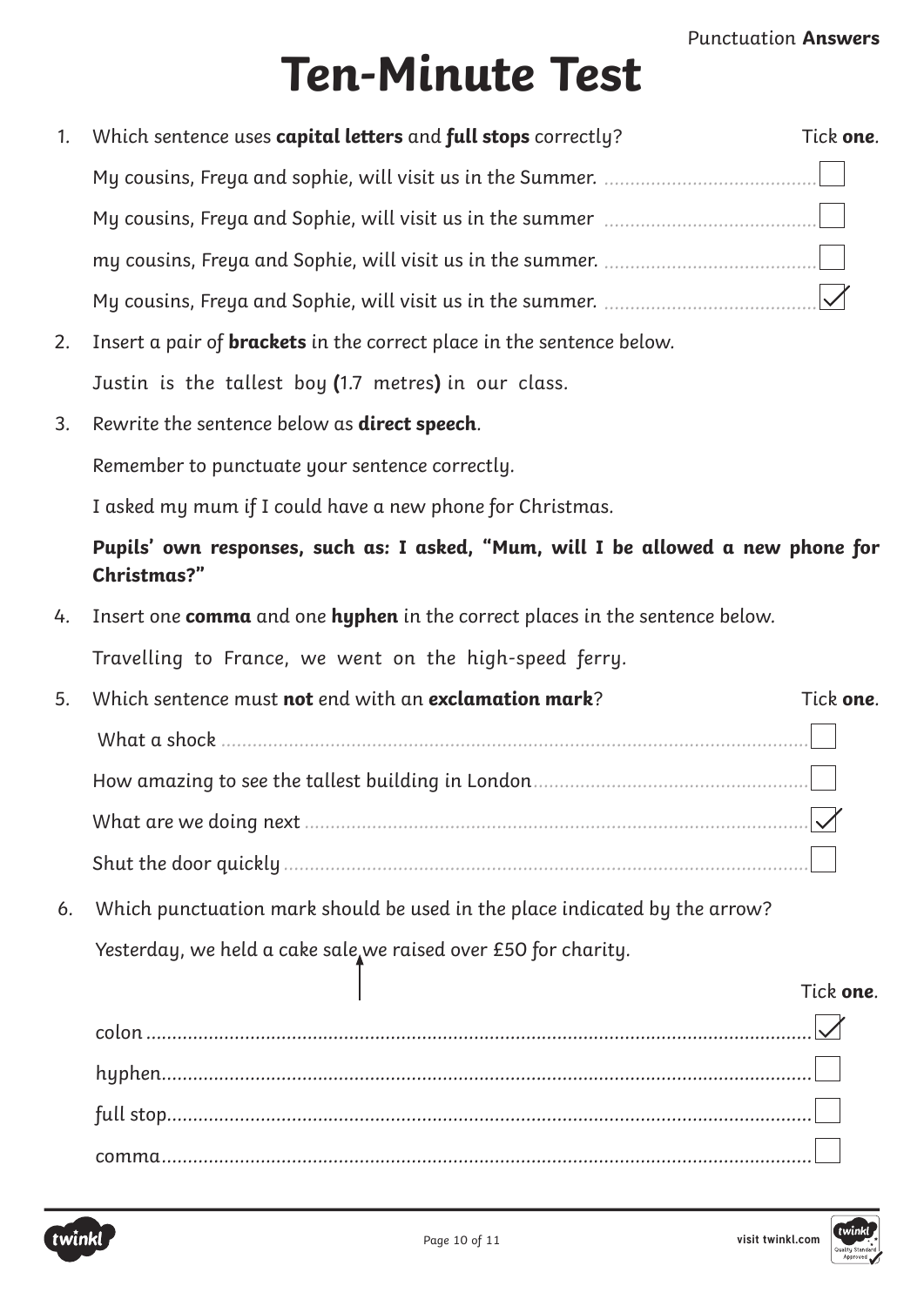Punctuation **Answers**

# Ten-Minute Test

1. Which sentence uses **capital letters** and **full stops** correctly? Tick **one**.

   My cousins, Freya and sophie, will visit us in the Summer. ☐

   My cousins, Freya and Sophie, will visit us in the summer ☐

   my cousins, Freya and Sophie, will visit us in the summer. ☐

   My cousins, Freya and Sophie, will visit us in the summer. ☑

2. Insert a pair of **brackets** in the correct place in the sentence below.

   Justin is the tallest boy **(**1.7 metres**)** in our class.

3. Rewrite the sentence below as **direct speech**.

   Remember to punctuate your sentence correctly.

   I asked my mum if I could have a new phone for Christmas.

   **Pupils' own responses, such as: I asked, "Mum, will I be allowed a new phone for Christmas?"**

4. Insert one **comma** and one **hyphen** in the correct places in the sentence below.

   Travelling to France, we went on the high-speed ferry.

5. Which sentence must **not** end with an **exclamation mark**? Tick **one**.

   What a shock ☐

   How amazing to see the tallest building in London ☐

   What are we doing next ☑

   Shut the door quickly ☐

6. Which punctuation mark should be used in the place indicated by the arrow?

   Yesterday, we held a cake sale ↑ we raised over £50 for charity.

   Tick **one**.

   colon ☑

   hyphen ☐

   full stop ☐

   comma ☐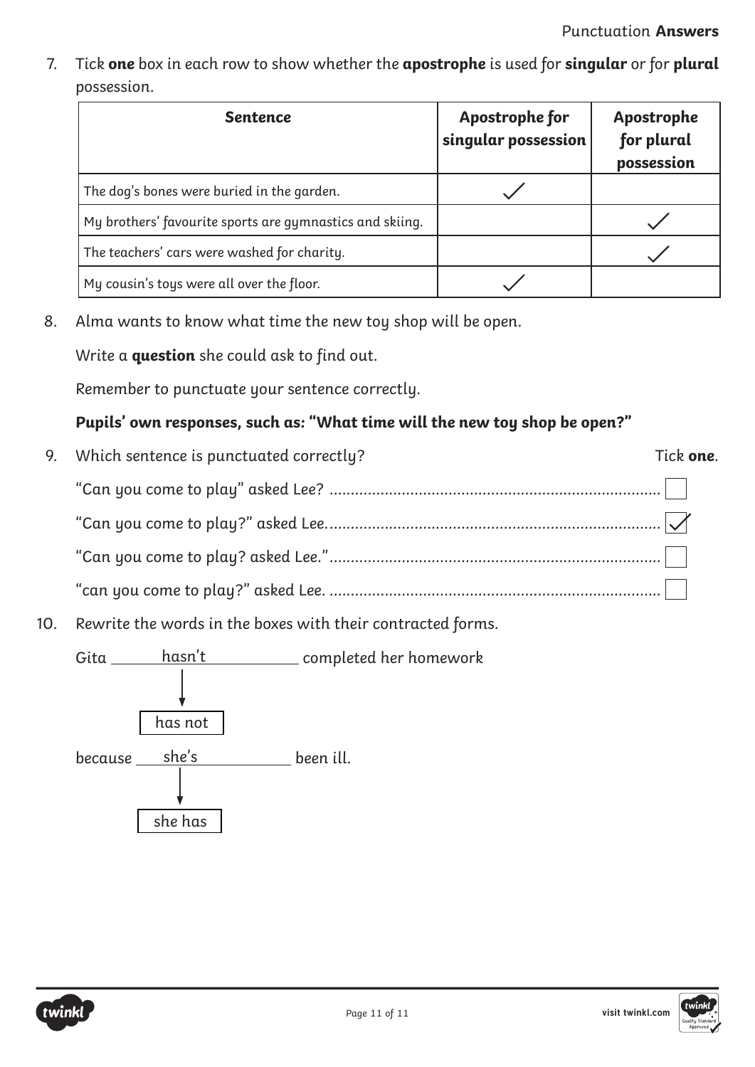7. Tick **one** box in each row to show whether the **apostrophe** is used for **singular** or for **plural** possession.

| Sentence | Apostrophe for singular possession | Apostrophe for plural possession |
|---|---|---|
| The dog's bones were buried in the garden. | ✓ | |
| My brothers' favourite sports are gymnastics and skiing. | | ✓ |
| The teachers' cars were washed for charity. | | ✓ |
| My cousin's toys were all over the floor. | ✓ | |

8. Alma wants to know what time the new toy shop will be open.

   Write a **question** she could ask to find out.

   Remember to punctuate your sentence correctly.

   **Pupils' own responses, such as: "What time will the new toy shop be open?"**

9. Which sentence is punctuated correctly? Tick **one**.

   "Can you come to play" asked Lee? ☐

   "Can you come to play?" asked Lee. ☑

   "Can you come to play? asked Lee." ☐

   "can you come to play?" asked Lee. ☐

10. Rewrite the words in the boxes with their contracted forms.

    Gita ___hasn't___ completed her homework

    (has not)

    because ___she's___ been ill.

    (she has)